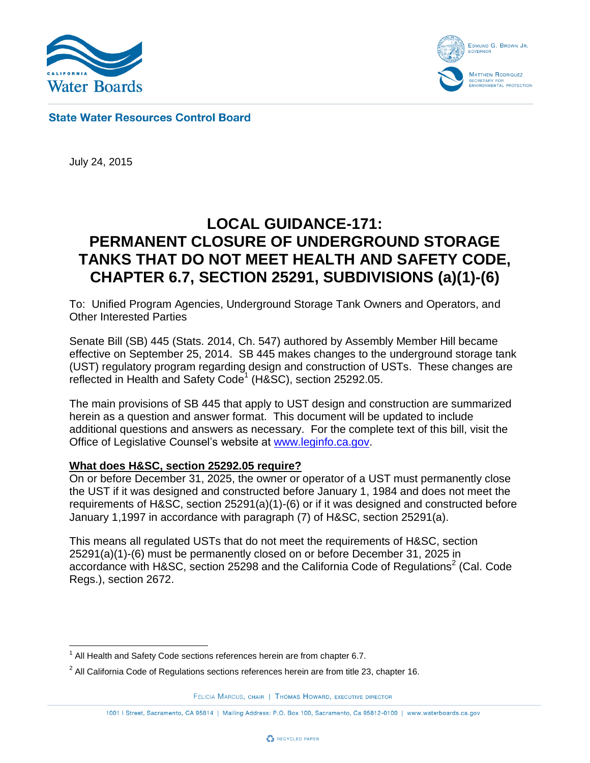California Water Boards

Edmund G. Brown Jr.
Governor

Matthew Rodriquez
Secretary for Environmental Protection

**State Water Resources Control Board**

July 24, 2015

# LOCAL GUIDANCE-171: PERMANENT CLOSURE OF UNDERGROUND STORAGE TANKS THAT DO NOT MEET HEALTH AND SAFETY CODE, CHAPTER 6.7, SECTION 25291, SUBDIVISIONS (a)(1)-(6)

To: Unified Program Agencies, Underground Storage Tank Owners and Operators, and Other Interested Parties

Senate Bill (SB) 445 (Stats. 2014, Ch. 547) authored by Assembly Member Hill became effective on September 25, 2014. SB 445 makes changes to the underground storage tank (UST) regulatory program regarding design and construction of USTs. These changes are reflected in Health and Safety Code[1] (H&SC), section 25292.05.

The main provisions of SB 445 that apply to UST design and construction are summarized herein as a question and answer format. This document will be updated to include additional questions and answers as necessary. For the complete text of this bill, visit the Office of Legislative Counsel's website at www.leginfo.ca.gov.

**<u>What does H&SC, section 25292.05 require?</u>**

On or before December 31, 2025, the owner or operator of a UST must permanently close the UST if it was designed and constructed before January 1, 1984 and does not meet the requirements of H&SC, section 25291(a)(1)-(6) or if it was designed and constructed before January 1,1997 in accordance with paragraph (7) of H&SC, section 25291(a).

This means all regulated USTs that do not meet the requirements of H&SC, section 25291(a)(1)-(6) must be permanently closed on or before December 31, 2025 in accordance with H&SC, section 25298 and the California Code of Regulations[2] (Cal. Code Regs.), section 2672.

[1] All Health and Safety Code sections references herein are from chapter 6.7.

[2] All California Code of Regulations sections references herein are from title 23, chapter 16.

Felicia Marcus, chair | Thomas Howard, executive director

1001 I Street, Sacramento, CA 95814 | Mailing Address: P.O. Box 100, Sacramento, Ca 95812-0100 | www.waterboards.ca.gov

Recycled Paper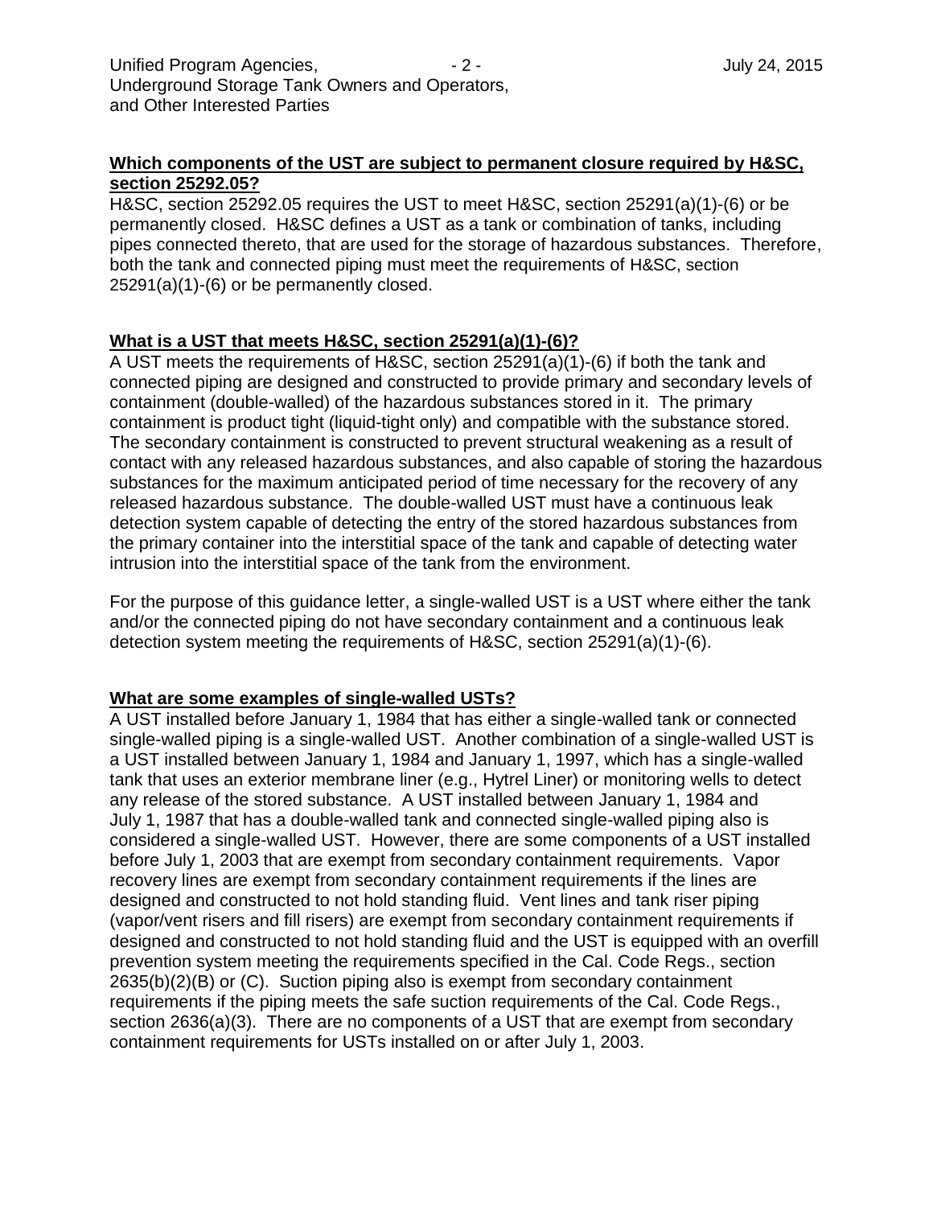**Which components of the UST are subject to permanent closure required by H&SC, section 25292.05?**

H&SC, section 25292.05 requires the UST to meet H&SC, section 25291(a)(1)-(6) or be permanently closed. H&SC defines a UST as a tank or combination of tanks, including pipes connected thereto, that are used for the storage of hazardous substances. Therefore, both the tank and connected piping must meet the requirements of H&SC, section 25291(a)(1)-(6) or be permanently closed.

**What is a UST that meets H&SC, section 25291(a)(1)-(6)?**

A UST meets the requirements of H&SC, section 25291(a)(1)-(6) if both the tank and connected piping are designed and constructed to provide primary and secondary levels of containment (double-walled) of the hazardous substances stored in it. The primary containment is product tight (liquid-tight only) and compatible with the substance stored. The secondary containment is constructed to prevent structural weakening as a result of contact with any released hazardous substances, and also capable of storing the hazardous substances for the maximum anticipated period of time necessary for the recovery of any released hazardous substance. The double-walled UST must have a continuous leak detection system capable of detecting the entry of the stored hazardous substances from the primary container into the interstitial space of the tank and capable of detecting water intrusion into the interstitial space of the tank from the environment.

For the purpose of this guidance letter, a single-walled UST is a UST where either the tank and/or the connected piping do not have secondary containment and a continuous leak detection system meeting the requirements of H&SC, section 25291(a)(1)-(6).

**What are some examples of single-walled USTs?**

A UST installed before January 1, 1984 that has either a single-walled tank or connected single-walled piping is a single-walled UST. Another combination of a single-walled UST is a UST installed between January 1, 1984 and January 1, 1997, which has a single-walled tank that uses an exterior membrane liner (e.g., Hytrel Liner) or monitoring wells to detect any release of the stored substance. A UST installed between January 1, 1984 and July 1, 1987 that has a double-walled tank and connected single-walled piping also is considered a single-walled UST. However, there are some components of a UST installed before July 1, 2003 that are exempt from secondary containment requirements. Vapor recovery lines are exempt from secondary containment requirements if the lines are designed and constructed to not hold standing fluid. Vent lines and tank riser piping (vapor/vent risers and fill risers) are exempt from secondary containment requirements if designed and constructed to not hold standing fluid and the UST is equipped with an overfill prevention system meeting the requirements specified in the Cal. Code Regs., section 2635(b)(2)(B) or (C). Suction piping also is exempt from secondary containment requirements if the piping meets the safe suction requirements of the Cal. Code Regs., section 2636(a)(3). There are no components of a UST that are exempt from secondary containment requirements for USTs installed on or after July 1, 2003.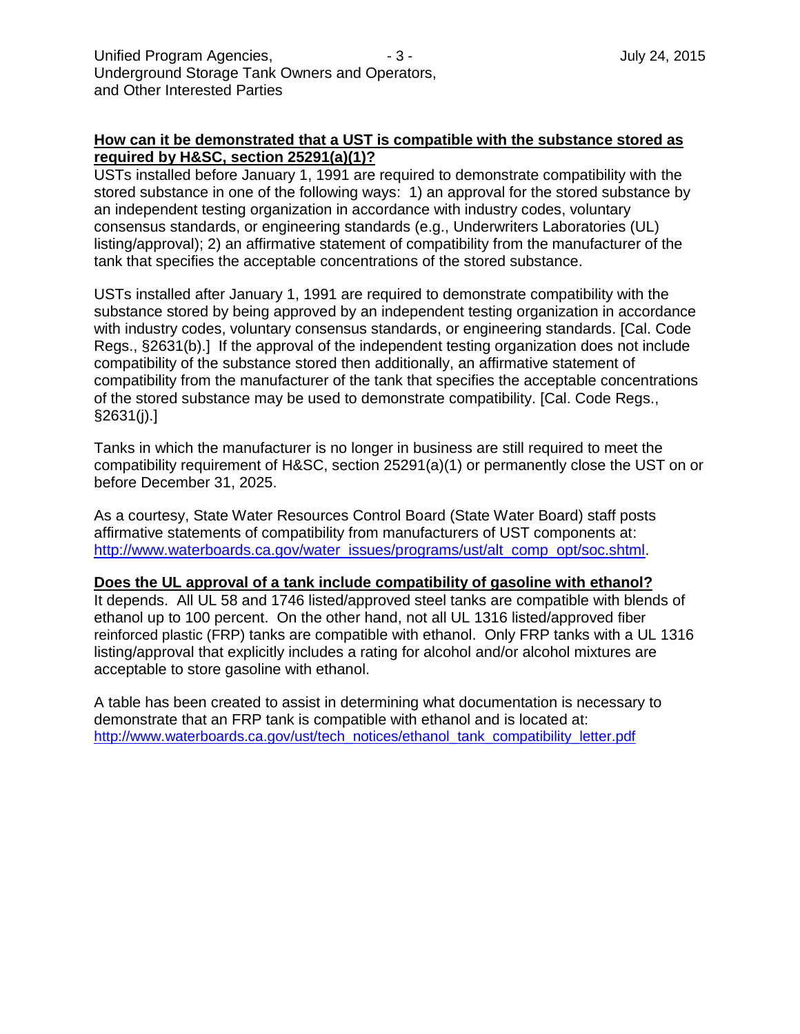**How can it be demonstrated that a UST is compatible with the substance stored as required by H&SC, section 25291(a)(1)?**

USTs installed before January 1, 1991 are required to demonstrate compatibility with the stored substance in one of the following ways: 1) an approval for the stored substance by an independent testing organization in accordance with industry codes, voluntary consensus standards, or engineering standards (e.g., Underwriters Laboratories (UL) listing/approval); 2) an affirmative statement of compatibility from the manufacturer of the tank that specifies the acceptable concentrations of the stored substance.

USTs installed after January 1, 1991 are required to demonstrate compatibility with the substance stored by being approved by an independent testing organization in accordance with industry codes, voluntary consensus standards, or engineering standards. [Cal. Code Regs., §2631(b).] If the approval of the independent testing organization does not include compatibility of the substance stored then additionally, an affirmative statement of compatibility from the manufacturer of the tank that specifies the acceptable concentrations of the stored substance may be used to demonstrate compatibility. [Cal. Code Regs., §2631(j).]

Tanks in which the manufacturer is no longer in business are still required to meet the compatibility requirement of H&SC, section 25291(a)(1) or permanently close the UST on or before December 31, 2025.

As a courtesy, State Water Resources Control Board (State Water Board) staff posts affirmative statements of compatibility from manufacturers of UST components at: http://www.waterboards.ca.gov/water_issues/programs/ust/alt_comp_opt/soc.shtml.

**Does the UL approval of a tank include compatibility of gasoline with ethanol?**

It depends. All UL 58 and 1746 listed/approved steel tanks are compatible with blends of ethanol up to 100 percent. On the other hand, not all UL 1316 listed/approved fiber reinforced plastic (FRP) tanks are compatible with ethanol. Only FRP tanks with a UL 1316 listing/approval that explicitly includes a rating for alcohol and/or alcohol mixtures are acceptable to store gasoline with ethanol.

A table has been created to assist in determining what documentation is necessary to demonstrate that an FRP tank is compatible with ethanol and is located at: http://www.waterboards.ca.gov/ust/tech_notices/ethanol_tank_compatibility_letter.pdf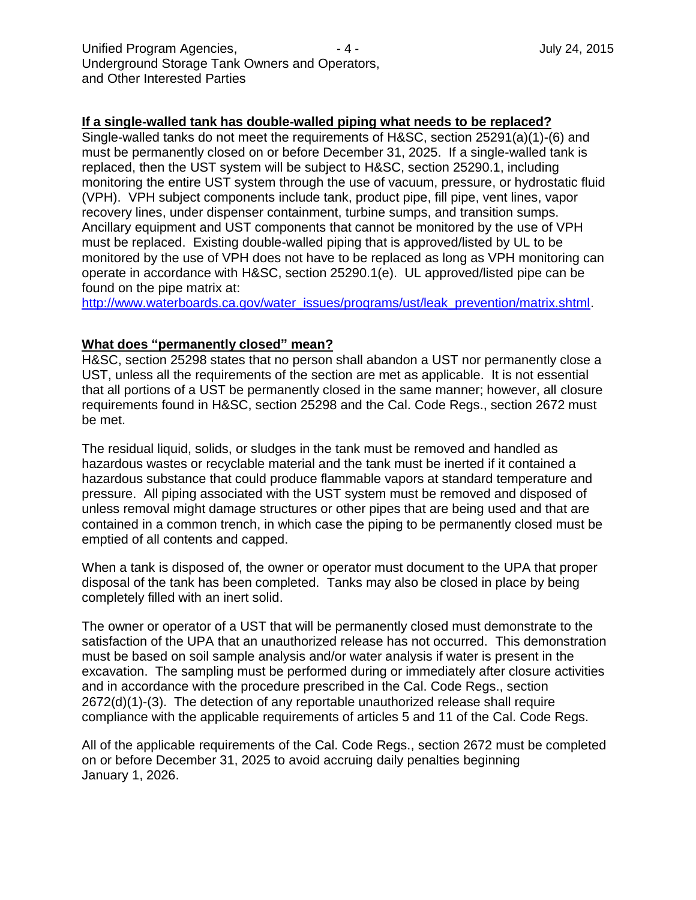**If a single-walled tank has double-walled piping what needs to be replaced?**

Single-walled tanks do not meet the requirements of H&SC, section 25291(a)(1)-(6) and must be permanently closed on or before December 31, 2025. If a single-walled tank is replaced, then the UST system will be subject to H&SC, section 25290.1, including monitoring the entire UST system through the use of vacuum, pressure, or hydrostatic fluid (VPH). VPH subject components include tank, product pipe, fill pipe, vent lines, vapor recovery lines, under dispenser containment, turbine sumps, and transition sumps. Ancillary equipment and UST components that cannot be monitored by the use of VPH must be replaced. Existing double-walled piping that is approved/listed by UL to be monitored by the use of VPH does not have to be replaced as long as VPH monitoring can operate in accordance with H&SC, section 25290.1(e). UL approved/listed pipe can be found on the pipe matrix at: http://www.waterboards.ca.gov/water_issues/programs/ust/leak_prevention/matrix.shtml.

**What does "permanently closed" mean?**

H&SC, section 25298 states that no person shall abandon a UST nor permanently close a UST, unless all the requirements of the section are met as applicable. It is not essential that all portions of a UST be permanently closed in the same manner; however, all closure requirements found in H&SC, section 25298 and the Cal. Code Regs., section 2672 must be met.

The residual liquid, solids, or sludges in the tank must be removed and handled as hazardous wastes or recyclable material and the tank must be inerted if it contained a hazardous substance that could produce flammable vapors at standard temperature and pressure. All piping associated with the UST system must be removed and disposed of unless removal might damage structures or other pipes that are being used and that are contained in a common trench, in which case the piping to be permanently closed must be emptied of all contents and capped.

When a tank is disposed of, the owner or operator must document to the UPA that proper disposal of the tank has been completed. Tanks may also be closed in place by being completely filled with an inert solid.

The owner or operator of a UST that will be permanently closed must demonstrate to the satisfaction of the UPA that an unauthorized release has not occurred. This demonstration must be based on soil sample analysis and/or water analysis if water is present in the excavation. The sampling must be performed during or immediately after closure activities and in accordance with the procedure prescribed in the Cal. Code Regs., section 2672(d)(1)-(3). The detection of any reportable unauthorized release shall require compliance with the applicable requirements of articles 5 and 11 of the Cal. Code Regs.

All of the applicable requirements of the Cal. Code Regs., section 2672 must be completed on or before December 31, 2025 to avoid accruing daily penalties beginning January 1, 2026.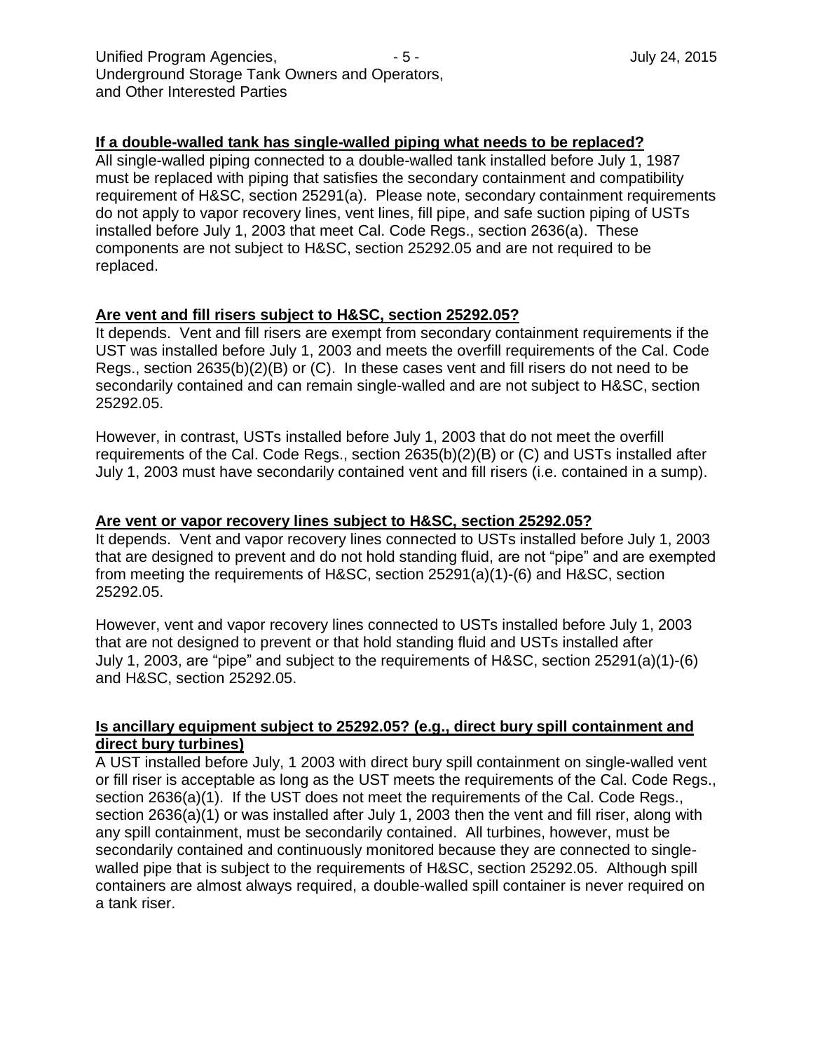**If a double-walled tank has single-walled piping what needs to be replaced?**

All single-walled piping connected to a double-walled tank installed before July 1, 1987 must be replaced with piping that satisfies the secondary containment and compatibility requirement of H&SC, section 25291(a). Please note, secondary containment requirements do not apply to vapor recovery lines, vent lines, fill pipe, and safe suction piping of USTs installed before July 1, 2003 that meet Cal. Code Regs., section 2636(a). These components are not subject to H&SC, section 25292.05 and are not required to be replaced.

**Are vent and fill risers subject to H&SC, section 25292.05?**

It depends. Vent and fill risers are exempt from secondary containment requirements if the UST was installed before July 1, 2003 and meets the overfill requirements of the Cal. Code Regs., section 2635(b)(2)(B) or (C). In these cases vent and fill risers do not need to be secondarily contained and can remain single-walled and are not subject to H&SC, section 25292.05.

However, in contrast, USTs installed before July 1, 2003 that do not meet the overfill requirements of the Cal. Code Regs., section 2635(b)(2)(B) or (C) and USTs installed after July 1, 2003 must have secondarily contained vent and fill risers (i.e. contained in a sump).

**Are vent or vapor recovery lines subject to H&SC, section 25292.05?**

It depends. Vent and vapor recovery lines connected to USTs installed before July 1, 2003 that are designed to prevent and do not hold standing fluid, are not "pipe" and are exempted from meeting the requirements of H&SC, section 25291(a)(1)-(6) and H&SC, section 25292.05.

However, vent and vapor recovery lines connected to USTs installed before July 1, 2003 that are not designed to prevent or that hold standing fluid and USTs installed after July 1, 2003, are "pipe" and subject to the requirements of H&SC, section 25291(a)(1)-(6) and H&SC, section 25292.05.

**Is ancillary equipment subject to 25292.05? (e.g., direct bury spill containment and direct bury turbines)**

A UST installed before July, 1 2003 with direct bury spill containment on single-walled vent or fill riser is acceptable as long as the UST meets the requirements of the Cal. Code Regs., section 2636(a)(1). If the UST does not meet the requirements of the Cal. Code Regs., section 2636(a)(1) or was installed after July 1, 2003 then the vent and fill riser, along with any spill containment, must be secondarily contained. All turbines, however, must be secondarily contained and continuously monitored because they are connected to single-walled pipe that is subject to the requirements of H&SC, section 25292.05. Although spill containers are almost always required, a double-walled spill container is never required on a tank riser.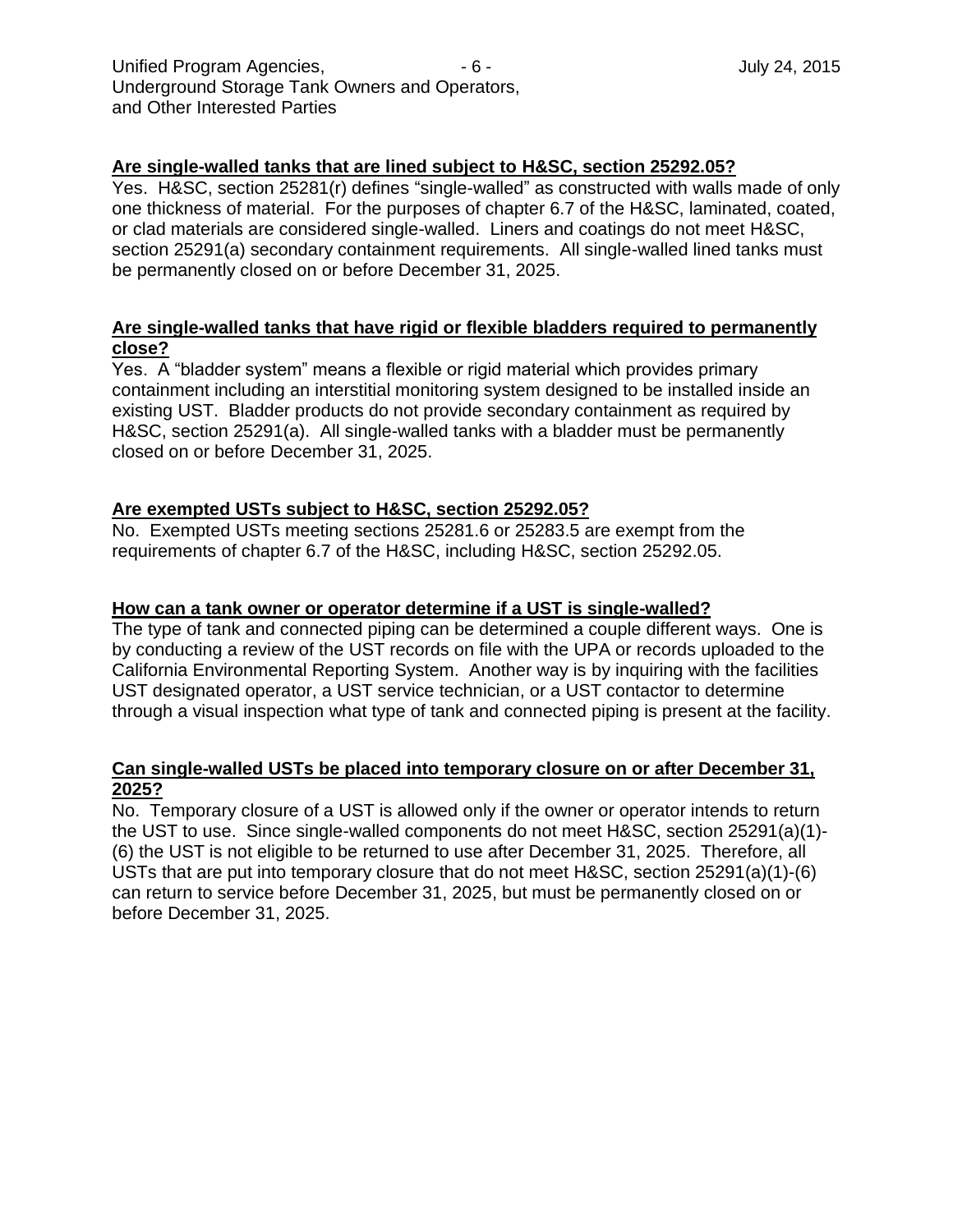**Are single-walled tanks that are lined subject to H&SC, section 25292.05?**

Yes. H&SC, section 25281(r) defines "single-walled" as constructed with walls made of only one thickness of material. For the purposes of chapter 6.7 of the H&SC, laminated, coated, or clad materials are considered single-walled. Liners and coatings do not meet H&SC, section 25291(a) secondary containment requirements. All single-walled lined tanks must be permanently closed on or before December 31, 2025.

**Are single-walled tanks that have rigid or flexible bladders required to permanently close?**

Yes. A "bladder system" means a flexible or rigid material which provides primary containment including an interstitial monitoring system designed to be installed inside an existing UST. Bladder products do not provide secondary containment as required by H&SC, section 25291(a). All single-walled tanks with a bladder must be permanently closed on or before December 31, 2025.

**Are exempted USTs subject to H&SC, section 25292.05?**

No. Exempted USTs meeting sections 25281.6 or 25283.5 are exempt from the requirements of chapter 6.7 of the H&SC, including H&SC, section 25292.05.

**How can a tank owner or operator determine if a UST is single-walled?**

The type of tank and connected piping can be determined a couple different ways. One is by conducting a review of the UST records on file with the UPA or records uploaded to the California Environmental Reporting System. Another way is by inquiring with the facilities UST designated operator, a UST service technician, or a UST contactor to determine through a visual inspection what type of tank and connected piping is present at the facility.

**Can single-walled USTs be placed into temporary closure on or after December 31, 2025?**

No. Temporary closure of a UST is allowed only if the owner or operator intends to return the UST to use. Since single-walled components do not meet H&SC, section 25291(a)(1)-(6) the UST is not eligible to be returned to use after December 31, 2025. Therefore, all USTs that are put into temporary closure that do not meet H&SC, section 25291(a)(1)-(6) can return to service before December 31, 2025, but must be permanently closed on or before December 31, 2025.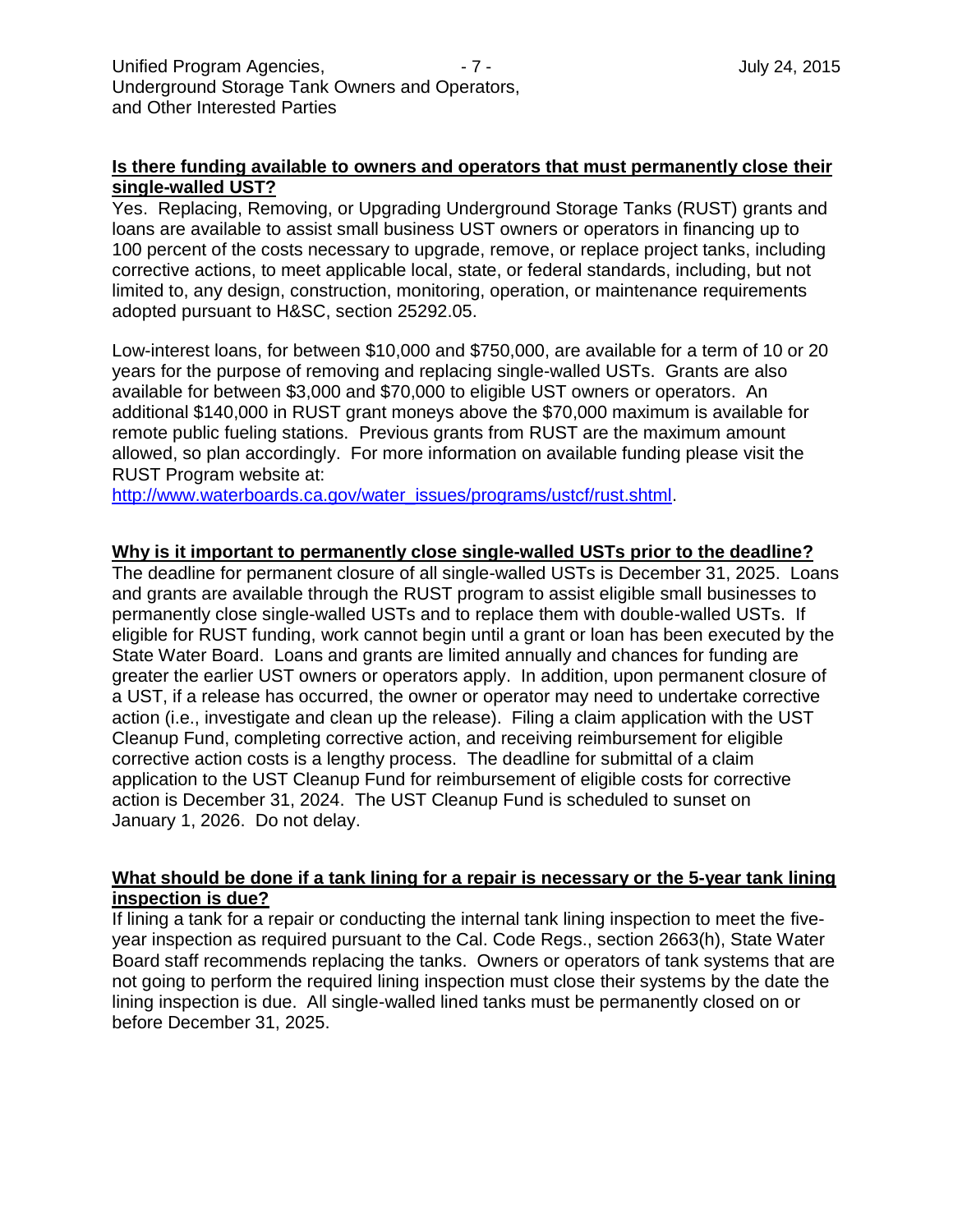**Is there funding available to owners and operators that must permanently close their single-walled UST?**

Yes. Replacing, Removing, or Upgrading Underground Storage Tanks (RUST) grants and loans are available to assist small business UST owners or operators in financing up to 100 percent of the costs necessary to upgrade, remove, or replace project tanks, including corrective actions, to meet applicable local, state, or federal standards, including, but not limited to, any design, construction, monitoring, operation, or maintenance requirements adopted pursuant to H&SC, section 25292.05.

Low-interest loans, for between $10,000 and $750,000, are available for a term of 10 or 20 years for the purpose of removing and replacing single-walled USTs. Grants are also available for between $3,000 and $70,000 to eligible UST owners or operators. An additional $140,000 in RUST grant moneys above the $70,000 maximum is available for remote public fueling stations. Previous grants from RUST are the maximum amount allowed, so plan accordingly. For more information on available funding please visit the RUST Program website at: [http://www.waterboards.ca.gov/water_issues/programs/ustcf/rust.shtml](http://www.waterboards.ca.gov/water_issues/programs/ustcf/rust.shtml).

**Why is it important to permanently close single-walled USTs prior to the deadline?**

The deadline for permanent closure of all single-walled USTs is December 31, 2025. Loans and grants are available through the RUST program to assist eligible small businesses to permanently close single-walled USTs and to replace them with double-walled USTs. If eligible for RUST funding, work cannot begin until a grant or loan has been executed by the State Water Board. Loans and grants are limited annually and chances for funding are greater the earlier UST owners or operators apply. In addition, upon permanent closure of a UST, if a release has occurred, the owner or operator may need to undertake corrective action (i.e., investigate and clean up the release). Filing a claim application with the UST Cleanup Fund, completing corrective action, and receiving reimbursement for eligible corrective action costs is a lengthy process. The deadline for submittal of a claim application to the UST Cleanup Fund for reimbursement of eligible costs for corrective action is December 31, 2024. The UST Cleanup Fund is scheduled to sunset on January 1, 2026. Do not delay.

**What should be done if a tank lining for a repair is necessary or the 5-year tank lining inspection is due?**

If lining a tank for a repair or conducting the internal tank lining inspection to meet the five-year inspection as required pursuant to the Cal. Code Regs., section 2663(h), State Water Board staff recommends replacing the tanks. Owners or operators of tank systems that are not going to perform the required lining inspection must close their systems by the date the lining inspection is due. All single-walled lined tanks must be permanently closed on or before December 31, 2025.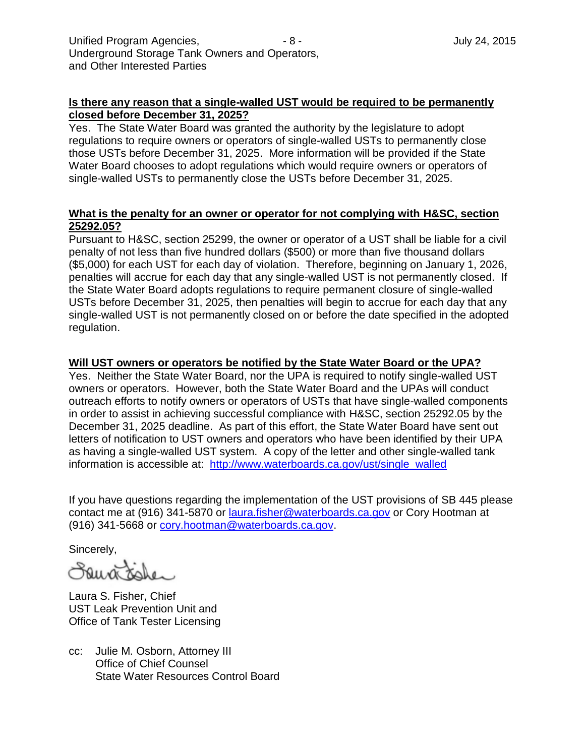**Is there any reason that a single-walled UST would be required to be permanently closed before December 31, 2025?**

Yes. The State Water Board was granted the authority by the legislature to adopt regulations to require owners or operators of single-walled USTs to permanently close those USTs before December 31, 2025. More information will be provided if the State Water Board chooses to adopt regulations which would require owners or operators of single-walled USTs to permanently close the USTs before December 31, 2025.

**What is the penalty for an owner or operator for not complying with H&SC, section 25292.05?**

Pursuant to H&SC, section 25299, the owner or operator of a UST shall be liable for a civil penalty of not less than five hundred dollars ($500) or more than five thousand dollars ($5,000) for each UST for each day of violation. Therefore, beginning on January 1, 2026, penalties will accrue for each day that any single-walled UST is not permanently closed. If the State Water Board adopts regulations to require permanent closure of single-walled USTs before December 31, 2025, then penalties will begin to accrue for each day that any single-walled UST is not permanently closed on or before the date specified in the adopted regulation.

**Will UST owners or operators be notified by the State Water Board or the UPA?**

Yes. Neither the State Water Board, nor the UPA is required to notify single-walled UST owners or operators. However, both the State Water Board and the UPAs will conduct outreach efforts to notify owners or operators of USTs that have single-walled components in order to assist in achieving successful compliance with H&SC, section 25292.05 by the December 31, 2025 deadline. As part of this effort, the State Water Board have sent out letters of notification to UST owners and operators who have been identified by their UPA as having a single-walled UST system. A copy of the letter and other single-walled tank information is accessible at: [http://www.waterboards.ca.gov/ust/single_walled](http://www.waterboards.ca.gov/ust/single_walled)

If you have questions regarding the implementation of the UST provisions of SB 445 please contact me at (916) 341-5870 or [laura.fisher@waterboards.ca.gov](mailto:laura.fisher@waterboards.ca.gov) or Cory Hootman at (916) 341-5668 or [cory.hootman@waterboards.ca.gov](mailto:cory.hootman@waterboards.ca.gov).

Sincerely,

Laura S. Fisher, Chief
UST Leak Prevention Unit and
Office of Tank Tester Licensing

cc: Julie M. Osborn, Attorney III
Office of Chief Counsel
State Water Resources Control Board